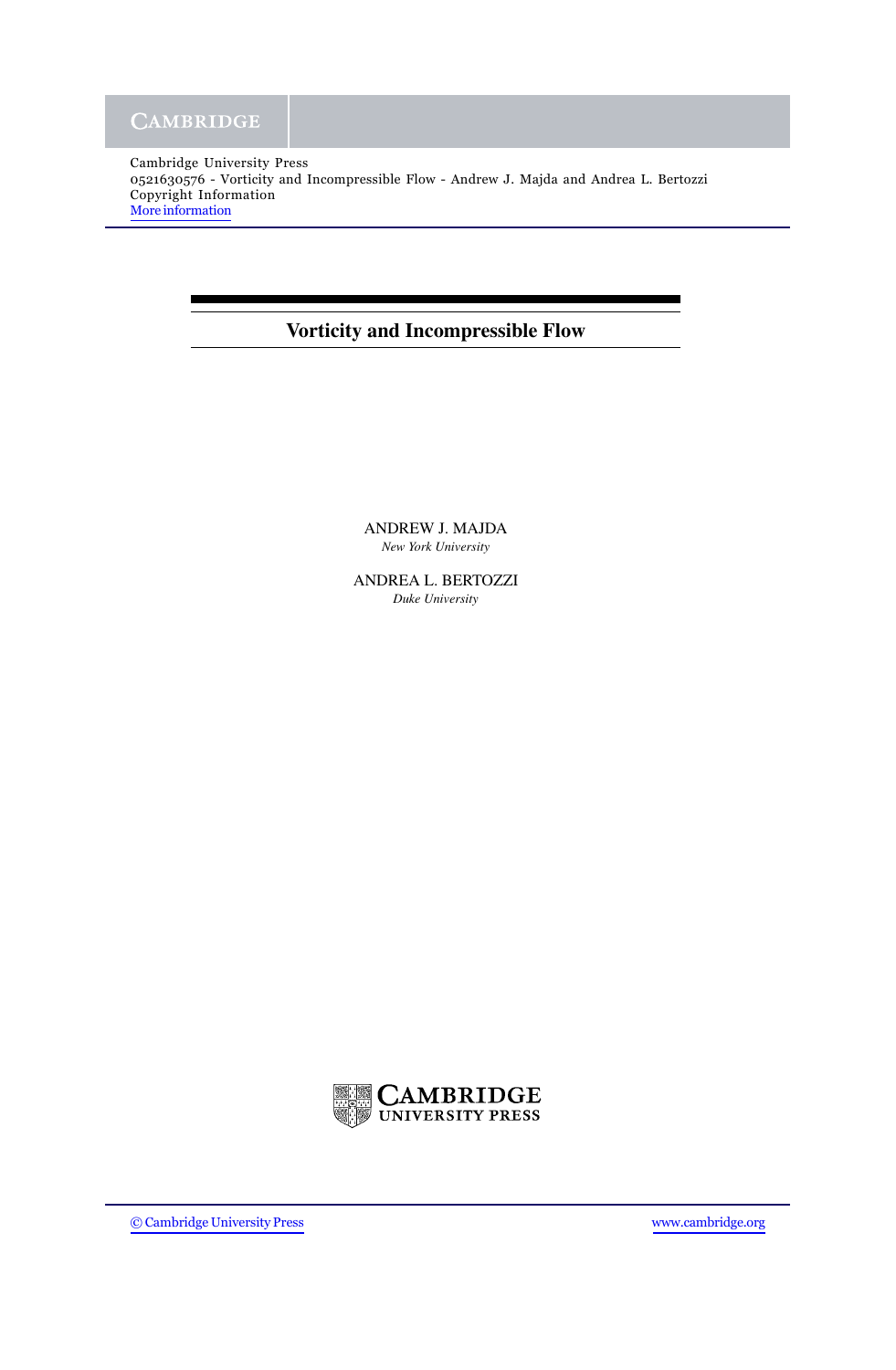Cambridge University Press
0521630576 - Vorticity and Incompressible Flow - Andrew J. Majda and Andrea L. Bertozzi
Copyright Information
More information

# Vorticity and Incompressible Flow

ANDREW J. MAJDA
*New York University*

ANDREA L. BERTOZZI
*Duke University*

CAMBRIDGE
UNIVERSITY PRESS

© Cambridge University Press | www.cambridge.org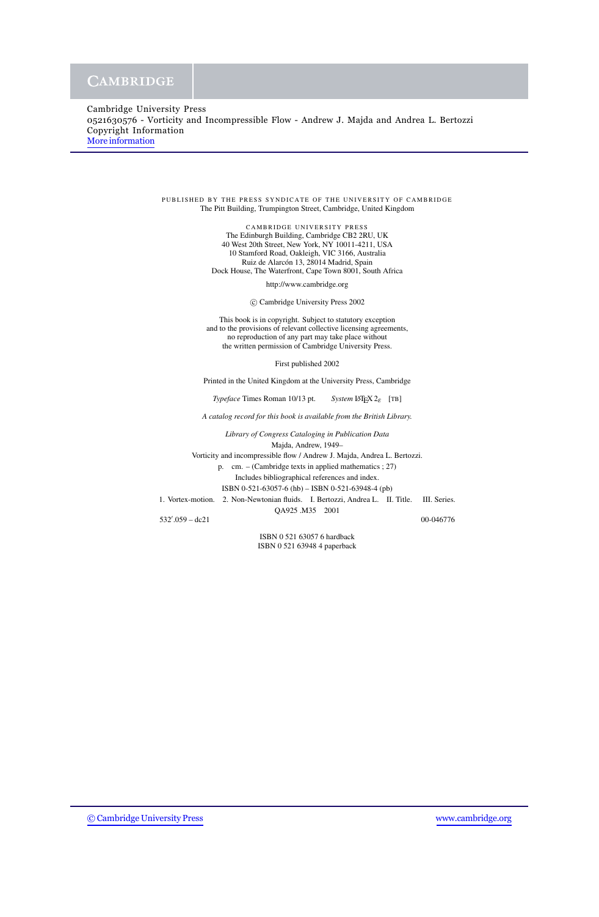PUBLISHED BY THE PRESS SYNDICATE OF THE UNIVERSITY OF CAMBRIDGE
The Pitt Building, Trumpington Street, Cambridge, United Kingdom

CAMBRIDGE UNIVERSITY PRESS
The Edinburgh Building, Cambridge CB2 2RU, UK
40 West 20th Street, New York, NY 10011-4211, USA
10 Stamford Road, Oakleigh, VIC 3166, Australia
Ruiz de Alarcón 13, 28014 Madrid, Spain
Dock House, The Waterfront, Cape Town 8001, South Africa

http://www.cambridge.org

© Cambridge University Press 2002

This book is in copyright. Subject to statutory exception
and to the provisions of relevant collective licensing agreements,
no reproduction of any part may take place without
the written permission of Cambridge University Press.

First published 2002

Printed in the United Kingdom at the University Press, Cambridge

*Typeface* Times Roman 10/13 pt. *System* LaTeX $2_\varepsilon$ [TB]

*A catalog record for this book is available from the British Library.*

*Library of Congress Cataloging in Publication Data*

Majda, Andrew, 1949–
Vorticity and incompressible flow / Andrew J. Majda, Andrea L. Bertozzi.
p. cm. – (Cambridge texts in applied mathematics ; 27)
Includes bibliographical references and index.
ISBN 0-521-63057-6 (hb) – ISBN 0-521-63948-4 (pb)
1. Vortex-motion. 2. Non-Newtonian fluids. I. Bertozzi, Andrea L. II. Title. III. Series.
QA925 .M35 2001
532′.059 – dc21 00-046776

ISBN 0 521 63057 6 hardback
ISBN 0 521 63948 4 paperback